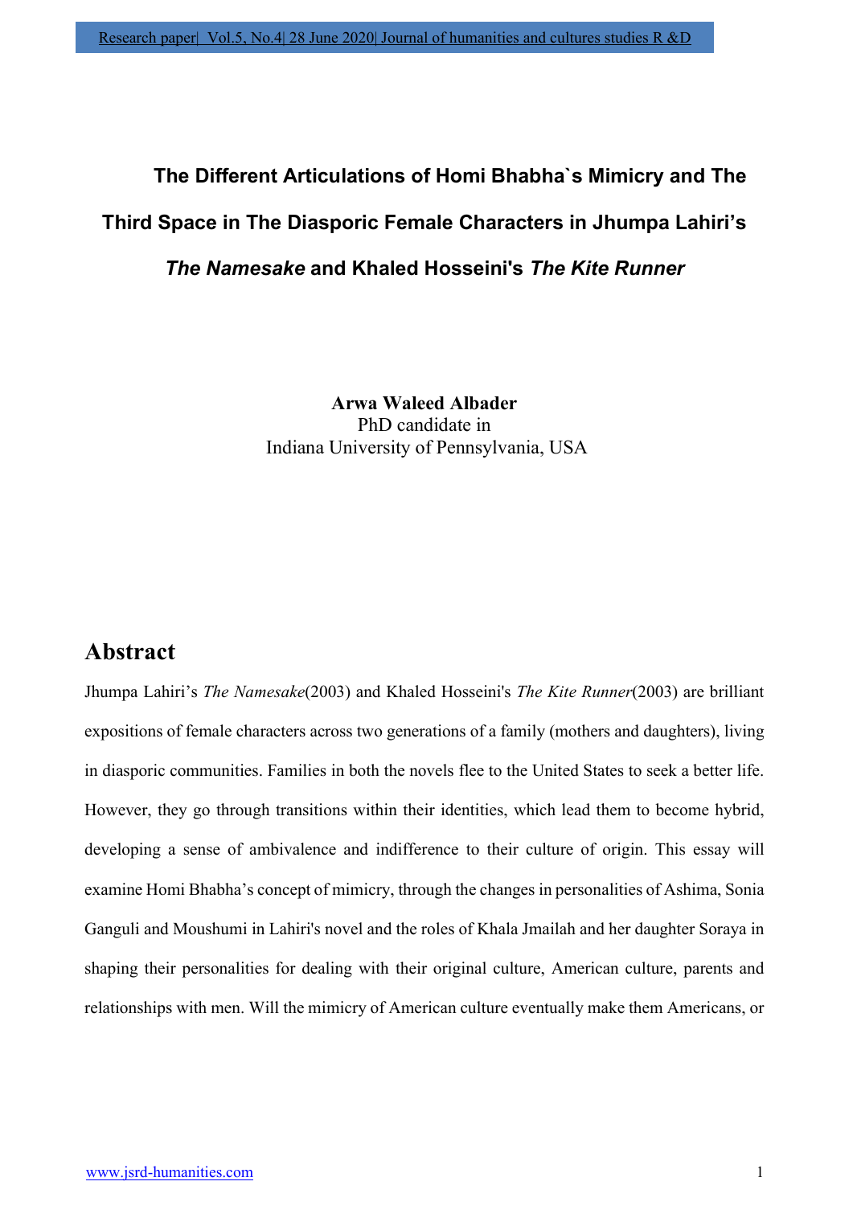# The Different Articulations of Homi Bhabha`s Mimicry and The Third Space in The Diasporic Female Characters in Jhumpa Lahiri's *The Namesake* and Khaled Hosseini's *The Kite Runner*

**Arwa Waleed Albader**
PhD candidate in
Indiana University of Pennsylvania, USA

## Abstract

Jhumpa Lahiri's *The Namesake*(2003) and Khaled Hosseini's *The Kite Runner*(2003) are brilliant expositions of female characters across two generations of a family (mothers and daughters), living in diasporic communities. Families in both the novels flee to the United States to seek a better life. However, they go through transitions within their identities, which lead them to become hybrid, developing a sense of ambivalence and indifference to their culture of origin. This essay will examine Homi Bhabha's concept of mimicry, through the changes in personalities of Ashima, Sonia Ganguli and Moushumi in Lahiri's novel and the roles of Khala Jmailah and her daughter Soraya in shaping their personalities for dealing with their original culture, American culture, parents and relationships with men. Will the mimicry of American culture eventually make them Americans, or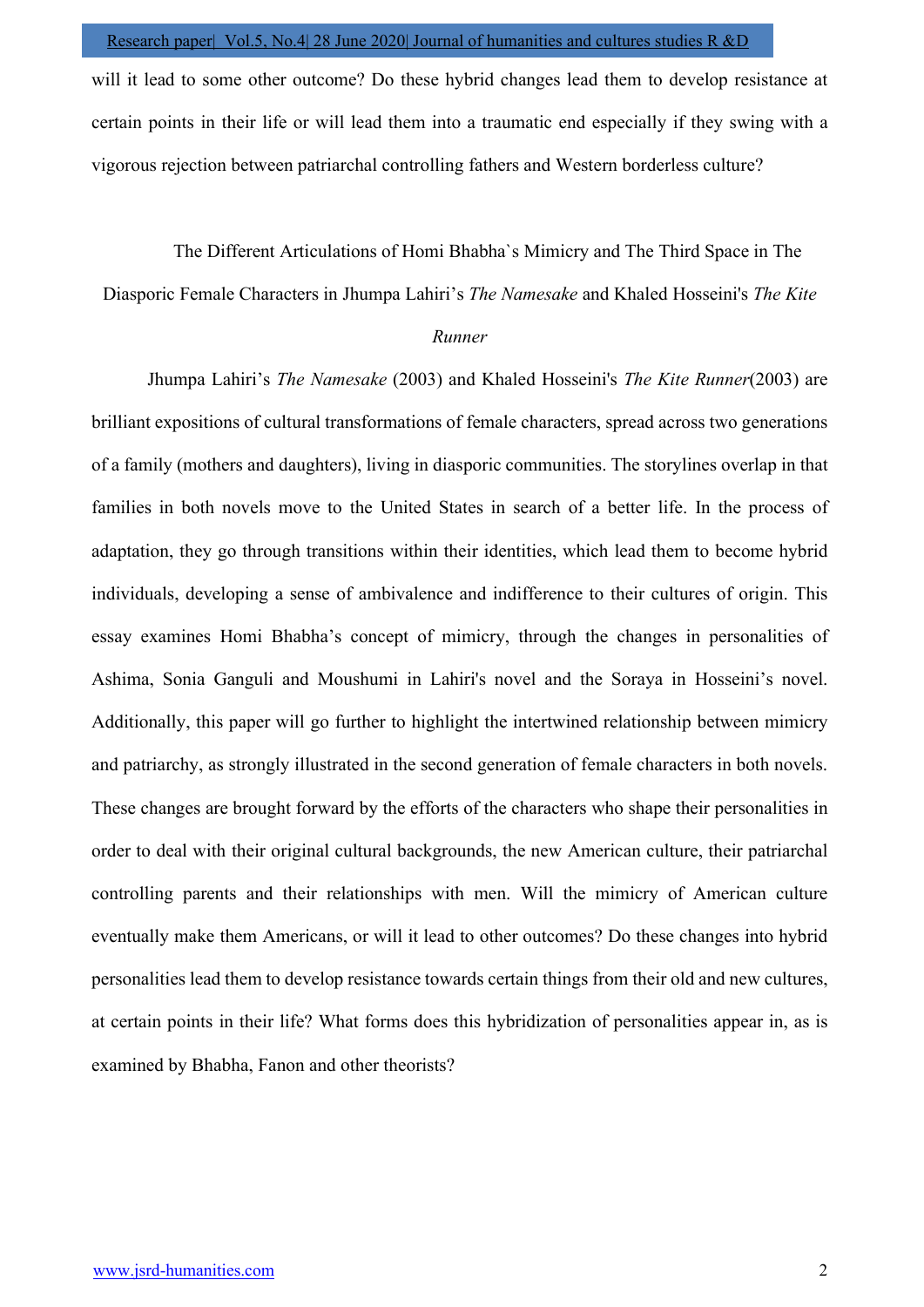will it lead to some other outcome? Do these hybrid changes lead them to develop resistance at certain points in their life or will lead them into a traumatic end especially if they swing with a vigorous rejection between patriarchal controlling fathers and Western borderless culture?

## The Different Articulations of Homi Bhabha`s Mimicry and The Third Space in The Diasporic Female Characters in Jhumpa Lahiri's *The Namesake* and Khaled Hosseini's *The Kite Runner*

Jhumpa Lahiri's *The Namesake* (2003) and Khaled Hosseini's *The Kite Runner*(2003) are brilliant expositions of cultural transformations of female characters, spread across two generations of a family (mothers and daughters), living in diasporic communities. The storylines overlap in that families in both novels move to the United States in search of a better life. In the process of adaptation, they go through transitions within their identities, which lead them to become hybrid individuals, developing a sense of ambivalence and indifference to their cultures of origin. This essay examines Homi Bhabha's concept of mimicry, through the changes in personalities of Ashima, Sonia Ganguli and Moushumi in Lahiri's novel and the Soraya in Hosseini's novel. Additionally, this paper will go further to highlight the intertwined relationship between mimicry and patriarchy, as strongly illustrated in the second generation of female characters in both novels. These changes are brought forward by the efforts of the characters who shape their personalities in order to deal with their original cultural backgrounds, the new American culture, their patriarchal controlling parents and their relationships with men. Will the mimicry of American culture eventually make them Americans, or will it lead to other outcomes? Do these changes into hybrid personalities lead them to develop resistance towards certain things from their old and new cultures, at certain points in their life? What forms does this hybridization of personalities appear in, as is examined by Bhabha, Fanon and other theorists?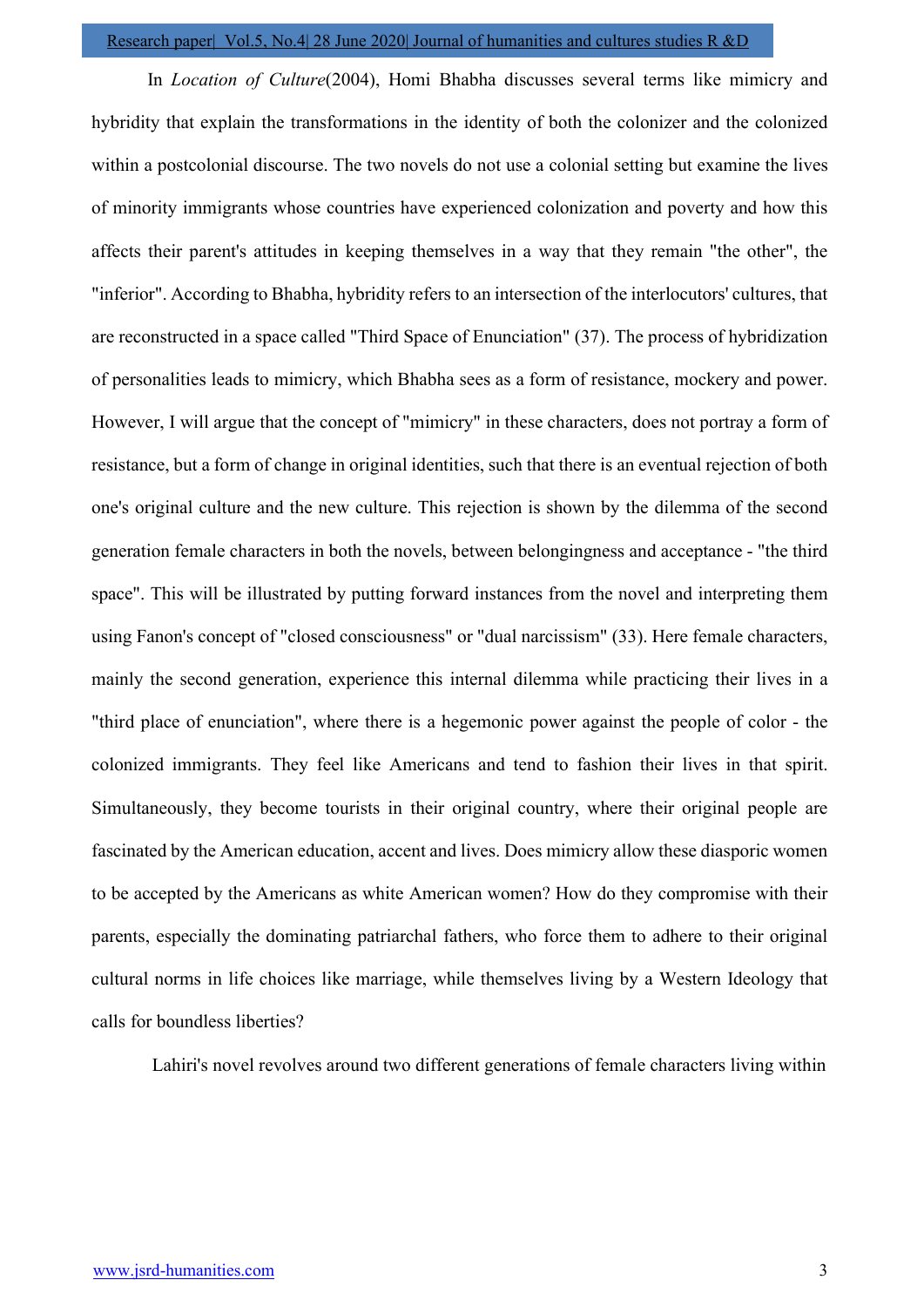In *Location of Culture*(2004), Homi Bhabha discusses several terms like mimicry and hybridity that explain the transformations in the identity of both the colonizer and the colonized within a postcolonial discourse. The two novels do not use a colonial setting but examine the lives of minority immigrants whose countries have experienced colonization and poverty and how this affects their parent's attitudes in keeping themselves in a way that they remain "the other", the "inferior". According to Bhabha, hybridity refers to an intersection of the interlocutors' cultures, that are reconstructed in a space called "Third Space of Enunciation" (37). The process of hybridization of personalities leads to mimicry, which Bhabha sees as a form of resistance, mockery and power. However, I will argue that the concept of "mimicry" in these characters, does not portray a form of resistance, but a form of change in original identities, such that there is an eventual rejection of both one's original culture and the new culture. This rejection is shown by the dilemma of the second generation female characters in both the novels, between belongingness and acceptance - "the third space". This will be illustrated by putting forward instances from the novel and interpreting them using Fanon's concept of "closed consciousness" or "dual narcissism" (33). Here female characters, mainly the second generation, experience this internal dilemma while practicing their lives in a "third place of enunciation", where there is a hegemonic power against the people of color - the colonized immigrants. They feel like Americans and tend to fashion their lives in that spirit. Simultaneously, they become tourists in their original country, where their original people are fascinated by the American education, accent and lives. Does mimicry allow these diasporic women to be accepted by the Americans as white American women? How do they compromise with their parents, especially the dominating patriarchal fathers, who force them to adhere to their original cultural norms in life choices like marriage, while themselves living by a Western Ideology that calls for boundless liberties?

Lahiri's novel revolves around two different generations of female characters living within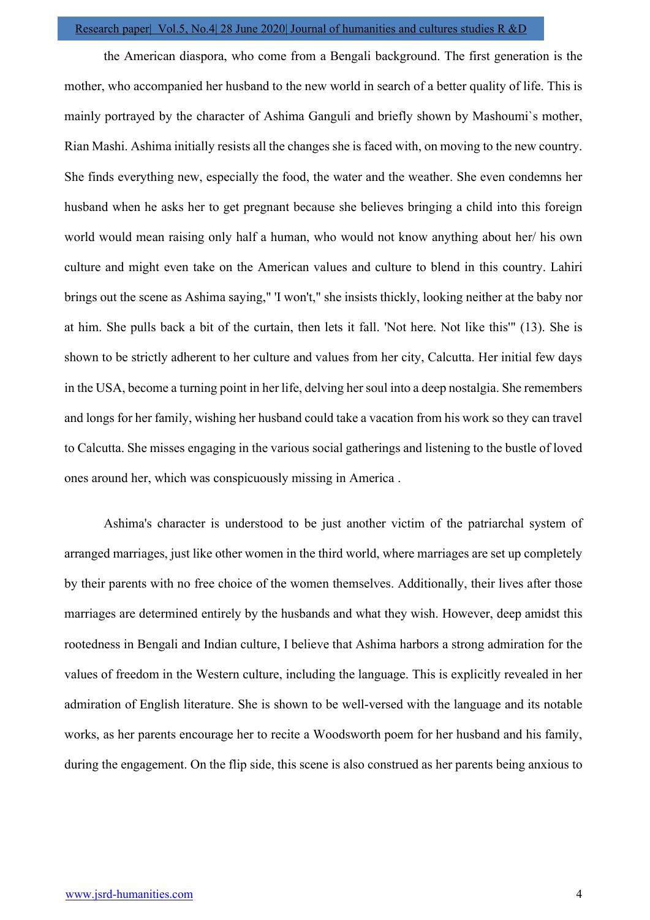the American diaspora, who come from a Bengali background. The first generation is the mother, who accompanied her husband to the new world in search of a better quality of life. This is mainly portrayed by the character of Ashima Ganguli and briefly shown by Mashoumi`s mother, Rian Mashi. Ashima initially resists all the changes she is faced with, on moving to the new country. She finds everything new, especially the food, the water and the weather. She even condemns her husband when he asks her to get pregnant because she believes bringing a child into this foreign world would mean raising only half a human, who would not know anything about her/ his own culture and might even take on the American values and culture to blend in this country. Lahiri brings out the scene as Ashima saying," 'I won't," she insists thickly, looking neither at the baby nor at him. She pulls back a bit of the curtain, then lets it fall. 'Not here. Not like this'" (13). She is shown to be strictly adherent to her culture and values from her city, Calcutta. Her initial few days in the USA, become a turning point in her life, delving her soul into a deep nostalgia. She remembers and longs for her family, wishing her husband could take a vacation from his work so they can travel to Calcutta. She misses engaging in the various social gatherings and listening to the bustle of loved ones around her, which was conspicuously missing in America .

Ashima's character is understood to be just another victim of the patriarchal system of arranged marriages, just like other women in the third world, where marriages are set up completely by their parents with no free choice of the women themselves. Additionally, their lives after those marriages are determined entirely by the husbands and what they wish. However, deep amidst this rootedness in Bengali and Indian culture, I believe that Ashima harbors a strong admiration for the values of freedom in the Western culture, including the language. This is explicitly revealed in her admiration of English literature. She is shown to be well-versed with the language and its notable works, as her parents encourage her to recite a Woodsworth poem for her husband and his family, during the engagement. On the flip side, this scene is also construed as her parents being anxious to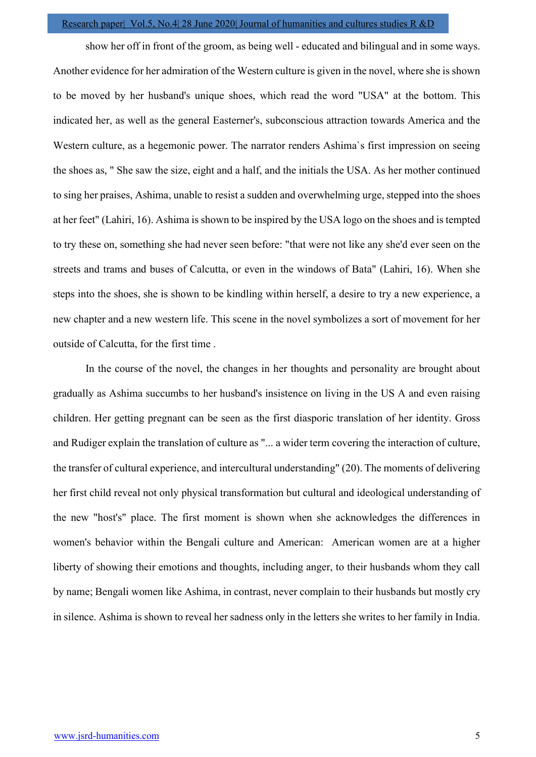show her off in front of the groom, as being well - educated and bilingual and in some ways. Another evidence for her admiration of the Western culture is given in the novel, where she is shown to be moved by her husband's unique shoes, which read the word "USA" at the bottom. This indicated her, as well as the general Easterner's, subconscious attraction towards America and the Western culture, as a hegemonic power. The narrator renders Ashima`s first impression on seeing the shoes as, " She saw the size, eight and a half, and the initials the USA. As her mother continued to sing her praises, Ashima, unable to resist a sudden and overwhelming urge, stepped into the shoes at her feet" (Lahiri, 16). Ashima is shown to be inspired by the USA logo on the shoes and is tempted to try these on, something she had never seen before: "that were not like any she'd ever seen on the streets and trams and buses of Calcutta, or even in the windows of Bata" (Lahiri, 16). When she steps into the shoes, she is shown to be kindling within herself, a desire to try a new experience, a new chapter and a new western life. This scene in the novel symbolizes a sort of movement for her outside of Calcutta, for the first time .

In the course of the novel, the changes in her thoughts and personality are brought about gradually as Ashima succumbs to her husband's insistence on living in the US A and even raising children. Her getting pregnant can be seen as the first diasporic translation of her identity. Gross and Rudiger explain the translation of culture as "... a wider term covering the interaction of culture, the transfer of cultural experience, and intercultural understanding" (20). The moments of delivering her first child reveal not only physical transformation but cultural and ideological understanding of the new "host's" place. The first moment is shown when she acknowledges the differences in women's behavior within the Bengali culture and American: American women are at a higher liberty of showing their emotions and thoughts, including anger, to their husbands whom they call by name; Bengali women like Ashima, in contrast, never complain to their husbands but mostly cry in silence. Ashima is shown to reveal her sadness only in the letters she writes to her family in India.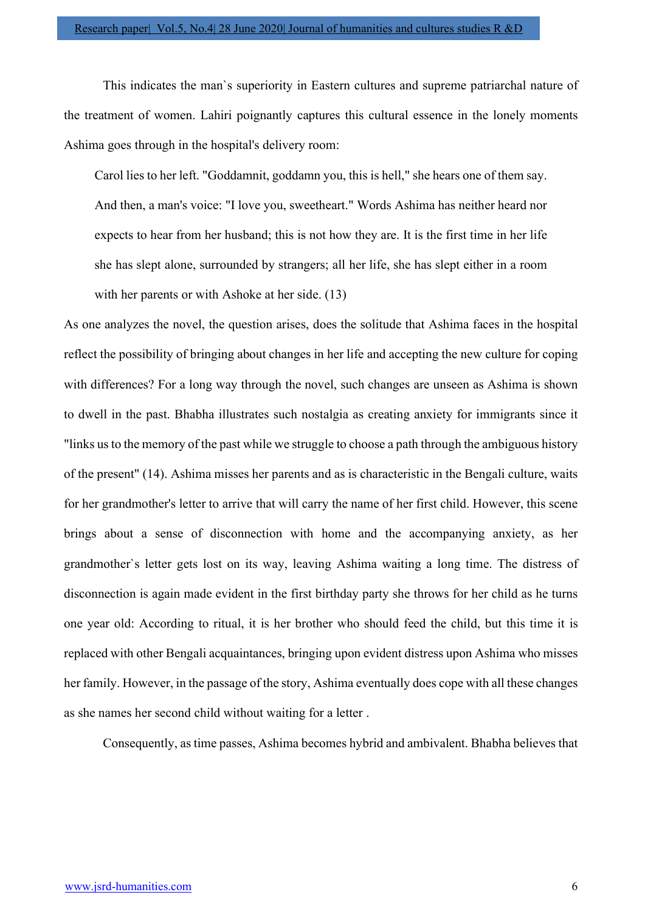This indicates the man`s superiority in Eastern cultures and supreme patriarchal nature of the treatment of women. Lahiri poignantly captures this cultural essence in the lonely moments Ashima goes through in the hospital's delivery room:

> Carol lies to her left. "Goddamnit, goddamn you, this is hell," she hears one of them say. And then, a man's voice: "I love you, sweetheart." Words Ashima has neither heard nor expects to hear from her husband; this is not how they are. It is the first time in her life she has slept alone, surrounded by strangers; all her life, she has slept either in a room with her parents or with Ashoke at her side. (13)

As one analyzes the novel, the question arises, does the solitude that Ashima faces in the hospital reflect the possibility of bringing about changes in her life and accepting the new culture for coping with differences? For a long way through the novel, such changes are unseen as Ashima is shown to dwell in the past. Bhabha illustrates such nostalgia as creating anxiety for immigrants since it "links us to the memory of the past while we struggle to choose a path through the ambiguous history of the present" (14). Ashima misses her parents and as is characteristic in the Bengali culture, waits for her grandmother's letter to arrive that will carry the name of her first child. However, this scene brings about a sense of disconnection with home and the accompanying anxiety, as her grandmother`s letter gets lost on its way, leaving Ashima waiting a long time. The distress of disconnection is again made evident in the first birthday party she throws for her child as he turns one year old: According to ritual, it is her brother who should feed the child, but this time it is replaced with other Bengali acquaintances, bringing upon evident distress upon Ashima who misses her family. However, in the passage of the story, Ashima eventually does cope with all these changes as she names her second child without waiting for a letter .

Consequently, as time passes, Ashima becomes hybrid and ambivalent. Bhabha believes that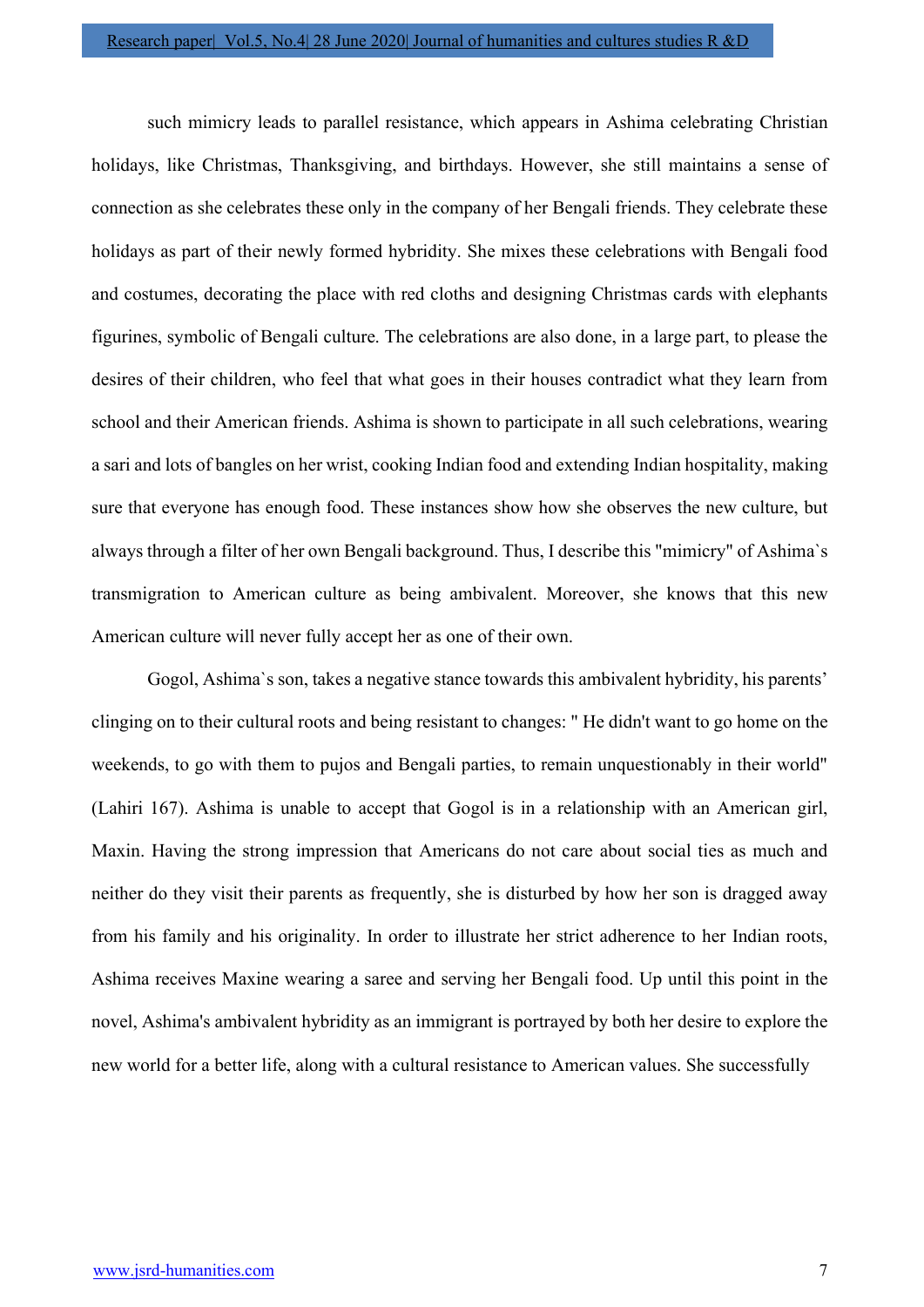such mimicry leads to parallel resistance, which appears in Ashima celebrating Christian holidays, like Christmas, Thanksgiving, and birthdays. However, she still maintains a sense of connection as she celebrates these only in the company of her Bengali friends. They celebrate these holidays as part of their newly formed hybridity. She mixes these celebrations with Bengali food and costumes, decorating the place with red cloths and designing Christmas cards with elephants figurines, symbolic of Bengali culture. The celebrations are also done, in a large part, to please the desires of their children, who feel that what goes in their houses contradict what they learn from school and their American friends. Ashima is shown to participate in all such celebrations, wearing a sari and lots of bangles on her wrist, cooking Indian food and extending Indian hospitality, making sure that everyone has enough food. These instances show how she observes the new culture, but always through a filter of her own Bengali background. Thus, I describe this "mimicry" of Ashima`s transmigration to American culture as being ambivalent. Moreover, she knows that this new American culture will never fully accept her as one of their own.

Gogol, Ashima`s son, takes a negative stance towards this ambivalent hybridity, his parents' clinging on to their cultural roots and being resistant to changes: " He didn't want to go home on the weekends, to go with them to pujos and Bengali parties, to remain unquestionably in their world" (Lahiri 167). Ashima is unable to accept that Gogol is in a relationship with an American girl, Maxin. Having the strong impression that Americans do not care about social ties as much and neither do they visit their parents as frequently, she is disturbed by how her son is dragged away from his family and his originality. In order to illustrate her strict adherence to her Indian roots, Ashima receives Maxine wearing a saree and serving her Bengali food. Up until this point in the novel, Ashima's ambivalent hybridity as an immigrant is portrayed by both her desire to explore the new world for a better life, along with a cultural resistance to American values. She successfully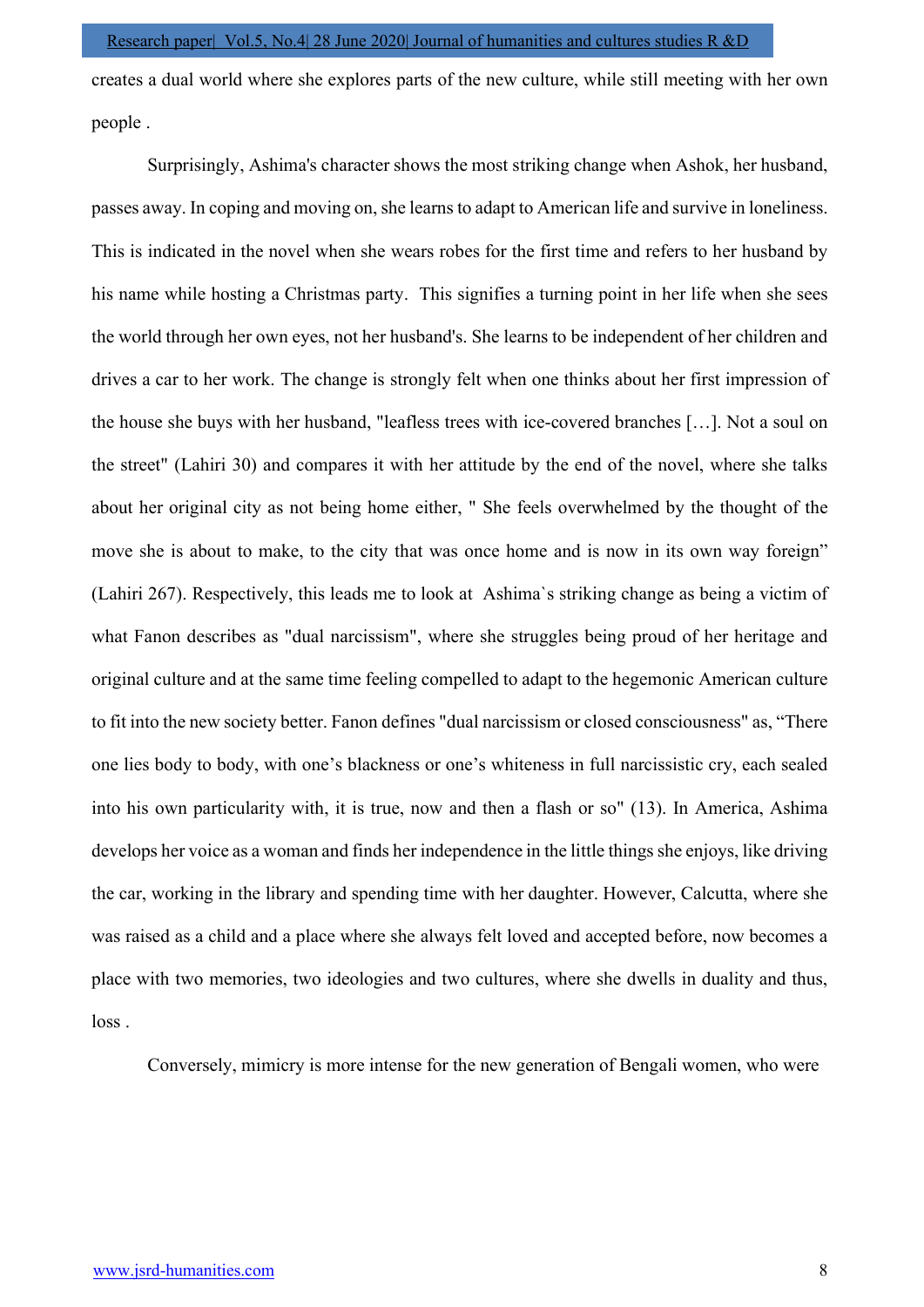creates a dual world where she explores parts of the new culture, while still meeting with her own people .

Surprisingly, Ashima's character shows the most striking change when Ashok, her husband, passes away. In coping and moving on, she learns to adapt to American life and survive in loneliness. This is indicated in the novel when she wears robes for the first time and refers to her husband by his name while hosting a Christmas party. This signifies a turning point in her life when she sees the world through her own eyes, not her husband's. She learns to be independent of her children and drives a car to her work. The change is strongly felt when one thinks about her first impression of the house she buys with her husband, "leafless trees with ice-covered branches […]. Not a soul on the street" (Lahiri 30) and compares it with her attitude by the end of the novel, where she talks about her original city as not being home either, " She feels overwhelmed by the thought of the move she is about to make, to the city that was once home and is now in its own way foreign" (Lahiri 267). Respectively, this leads me to look at Ashima`s striking change as being a victim of what Fanon describes as "dual narcissism", where she struggles being proud of her heritage and original culture and at the same time feeling compelled to adapt to the hegemonic American culture to fit into the new society better. Fanon defines "dual narcissism or closed consciousness" as, "There one lies body to body, with one's blackness or one's whiteness in full narcissistic cry, each sealed into his own particularity with, it is true, now and then a flash or so" (13). In America, Ashima develops her voice as a woman and finds her independence in the little things she enjoys, like driving the car, working in the library and spending time with her daughter. However, Calcutta, where she was raised as a child and a place where she always felt loved and accepted before, now becomes a place with two memories, two ideologies and two cultures, where she dwells in duality and thus, loss .

Conversely, mimicry is more intense for the new generation of Bengali women, who were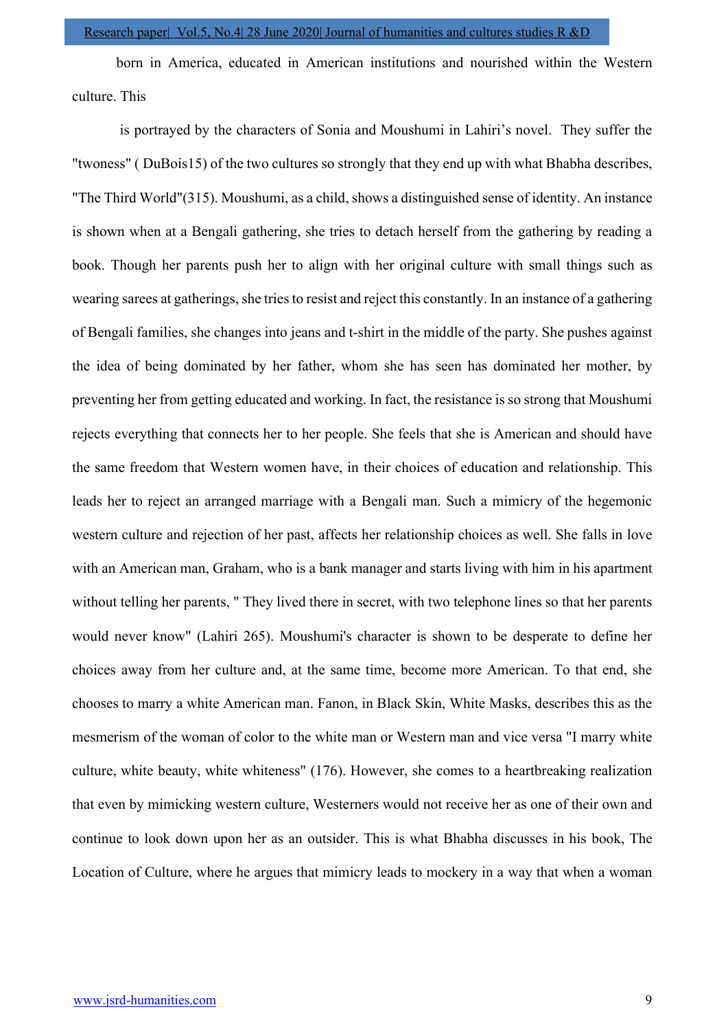born in America, educated in American institutions and nourished within the Western culture. This

is portrayed by the characters of Sonia and Moushumi in Lahiri's novel. They suffer the "twoness" ( DuBois15) of the two cultures so strongly that they end up with what Bhabha describes, "The Third World"(315). Moushumi, as a child, shows a distinguished sense of identity. An instance is shown when at a Bengali gathering, she tries to detach herself from the gathering by reading a book. Though her parents push her to align with her original culture with small things such as wearing sarees at gatherings, she tries to resist and reject this constantly. In an instance of a gathering of Bengali families, she changes into jeans and t-shirt in the middle of the party. She pushes against the idea of being dominated by her father, whom she has seen has dominated her mother, by preventing her from getting educated and working. In fact, the resistance is so strong that Moushumi rejects everything that connects her to her people. She feels that she is American and should have the same freedom that Western women have, in their choices of education and relationship. This leads her to reject an arranged marriage with a Bengali man. Such a mimicry of the hegemonic western culture and rejection of her past, affects her relationship choices as well. She falls in love with an American man, Graham, who is a bank manager and starts living with him in his apartment without telling her parents, " They lived there in secret, with two telephone lines so that her parents would never know" (Lahiri 265). Moushumi's character is shown to be desperate to define her choices away from her culture and, at the same time, become more American. To that end, she chooses to marry a white American man. Fanon, in Black Skin, White Masks, describes this as the mesmerism of the woman of color to the white man or Western man and vice versa "I marry white culture, white beauty, white whiteness" (176). However, she comes to a heartbreaking realization that even by mimicking western culture, Westerners would not receive her as one of their own and continue to look down upon her as an outsider. This is what Bhabha discusses in his book, The Location of Culture, where he argues that mimicry leads to mockery in a way that when a woman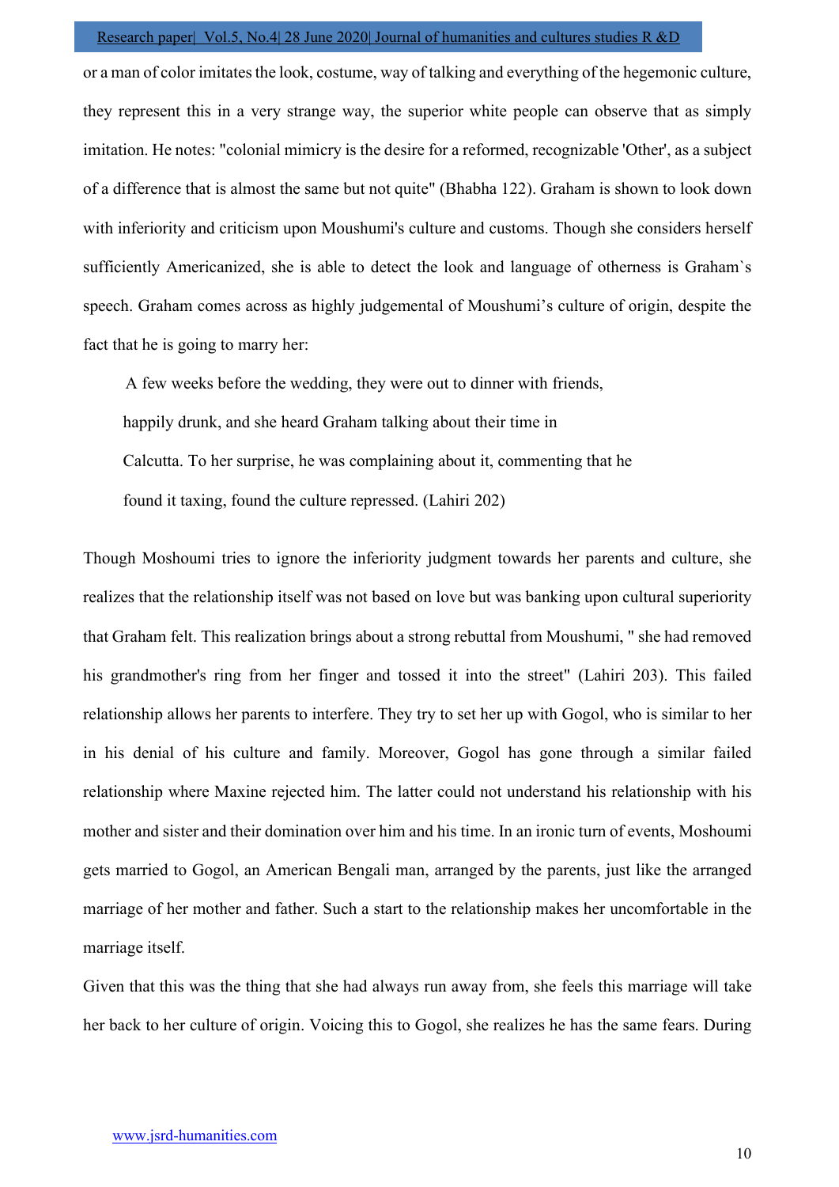or a man of color imitates the look, costume, way of talking and everything of the hegemonic culture, they represent this in a very strange way, the superior white people can observe that as simply imitation. He notes: "colonial mimicry is the desire for a reformed, recognizable 'Other', as a subject of a difference that is almost the same but not quite" (Bhabha 122). Graham is shown to look down with inferiority and criticism upon Moushumi's culture and customs. Though she considers herself sufficiently Americanized, she is able to detect the look and language of otherness is Graham`s speech. Graham comes across as highly judgemental of Moushumi's culture of origin, despite the fact that he is going to marry her:

> A few weeks before the wedding, they were out to dinner with friends,
> happily drunk, and she heard Graham talking about their time in
> Calcutta. To her surprise, he was complaining about it, commenting that he
> found it taxing, found the culture repressed. (Lahiri 202)

Though Moshoumi tries to ignore the inferiority judgment towards her parents and culture, she realizes that the relationship itself was not based on love but was banking upon cultural superiority that Graham felt. This realization brings about a strong rebuttal from Moushumi, " she had removed his grandmother's ring from her finger and tossed it into the street" (Lahiri 203). This failed relationship allows her parents to interfere. They try to set her up with Gogol, who is similar to her in his denial of his culture and family. Moreover, Gogol has gone through a similar failed relationship where Maxine rejected him. The latter could not understand his relationship with his mother and sister and their domination over him and his time. In an ironic turn of events, Moshoumi gets married to Gogol, an American Bengali man, arranged by the parents, just like the arranged marriage of her mother and father. Such a start to the relationship makes her uncomfortable in the marriage itself.

Given that this was the thing that she had always run away from, she feels this marriage will take her back to her culture of origin. Voicing this to Gogol, she realizes he has the same fears. During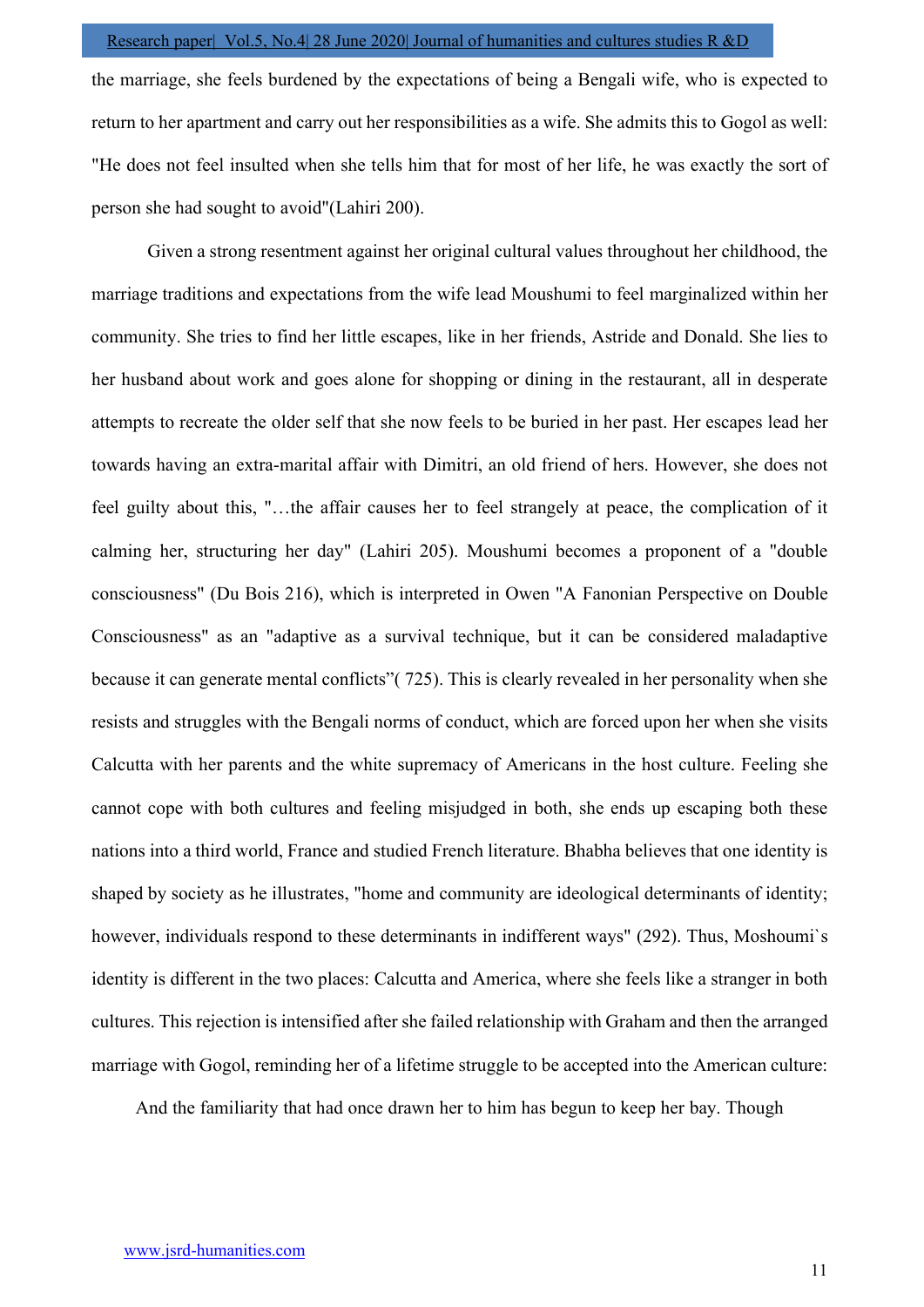the marriage, she feels burdened by the expectations of being a Bengali wife, who is expected to return to her apartment and carry out her responsibilities as a wife. She admits this to Gogol as well: "He does not feel insulted when she tells him that for most of her life, he was exactly the sort of person she had sought to avoid"(Lahiri 200).

Given a strong resentment against her original cultural values throughout her childhood, the marriage traditions and expectations from the wife lead Moushumi to feel marginalized within her community. She tries to find her little escapes, like in her friends, Astride and Donald. She lies to her husband about work and goes alone for shopping or dining in the restaurant, all in desperate attempts to recreate the older self that she now feels to be buried in her past. Her escapes lead her towards having an extra-marital affair with Dimitri, an old friend of hers. However, she does not feel guilty about this, "…the affair causes her to feel strangely at peace, the complication of it calming her, structuring her day" (Lahiri 205). Moushumi becomes a proponent of a "double consciousness" (Du Bois 216), which is interpreted in Owen "A Fanonian Perspective on Double Consciousness" as an "adaptive as a survival technique, but it can be considered maladaptive because it can generate mental conflicts"( 725). This is clearly revealed in her personality when she resists and struggles with the Bengali norms of conduct, which are forced upon her when she visits Calcutta with her parents and the white supremacy of Americans in the host culture. Feeling she cannot cope with both cultures and feeling misjudged in both, she ends up escaping both these nations into a third world, France and studied French literature. Bhabha believes that one identity is shaped by society as he illustrates, "home and community are ideological determinants of identity; however, individuals respond to these determinants in indifferent ways" (292). Thus, Moshoumi`s identity is different in the two places: Calcutta and America, where she feels like a stranger in both cultures. This rejection is intensified after she failed relationship with Graham and then the arranged marriage with Gogol, reminding her of a lifetime struggle to be accepted into the American culture:

And the familiarity that had once drawn her to him has begun to keep her bay. Though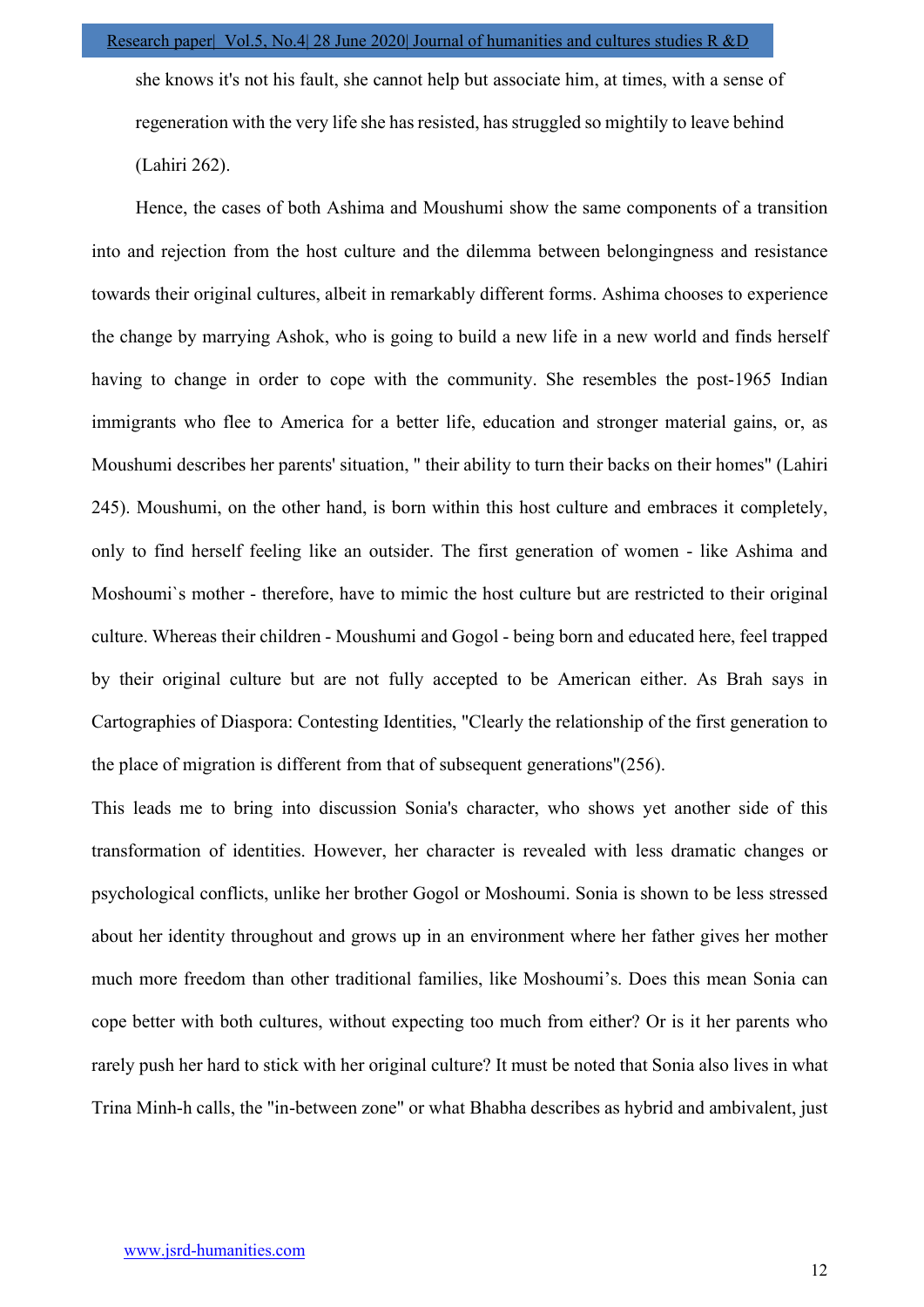she knows it's not his fault, she cannot help but associate him, at times, with a sense of regeneration with the very life she has resisted, has struggled so mightily to leave behind (Lahiri 262).

Hence, the cases of both Ashima and Moushumi show the same components of a transition into and rejection from the host culture and the dilemma between belongingness and resistance towards their original cultures, albeit in remarkably different forms. Ashima chooses to experience the change by marrying Ashok, who is going to build a new life in a new world and finds herself having to change in order to cope with the community. She resembles the post-1965 Indian immigrants who flee to America for a better life, education and stronger material gains, or, as Moushumi describes her parents' situation, " their ability to turn their backs on their homes" (Lahiri 245). Moushumi, on the other hand, is born within this host culture and embraces it completely, only to find herself feeling like an outsider. The first generation of women - like Ashima and Moshoumi`s mother - therefore, have to mimic the host culture but are restricted to their original culture. Whereas their children - Moushumi and Gogol - being born and educated here, feel trapped by their original culture but are not fully accepted to be American either. As Brah says in Cartographies of Diaspora: Contesting Identities, "Clearly the relationship of the first generation to the place of migration is different from that of subsequent generations"(256).

This leads me to bring into discussion Sonia's character, who shows yet another side of this transformation of identities. However, her character is revealed with less dramatic changes or psychological conflicts, unlike her brother Gogol or Moshoumi. Sonia is shown to be less stressed about her identity throughout and grows up in an environment where her father gives her mother much more freedom than other traditional families, like Moshoumi's. Does this mean Sonia can cope better with both cultures, without expecting too much from either? Or is it her parents who rarely push her hard to stick with her original culture? It must be noted that Sonia also lives in what Trina Minh-h calls, the "in-between zone" or what Bhabha describes as hybrid and ambivalent, just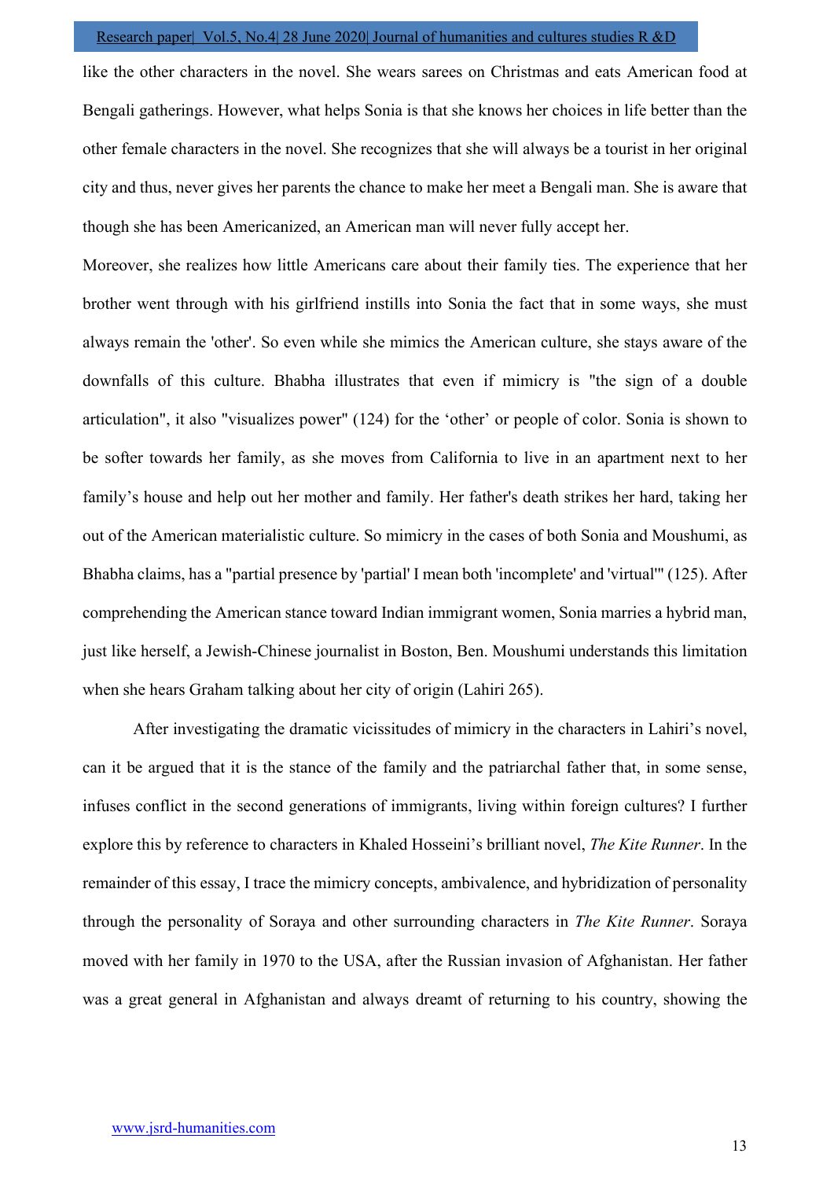like the other characters in the novel. She wears sarees on Christmas and eats American food at Bengali gatherings. However, what helps Sonia is that she knows her choices in life better than the other female characters in the novel. She recognizes that she will always be a tourist in her original city and thus, never gives her parents the chance to make her meet a Bengali man. She is aware that though she has been Americanized, an American man will never fully accept her.

Moreover, she realizes how little Americans care about their family ties. The experience that her brother went through with his girlfriend instills into Sonia the fact that in some ways, she must always remain the 'other'. So even while she mimics the American culture, she stays aware of the downfalls of this culture. Bhabha illustrates that even if mimicry is "the sign of a double articulation", it also "visualizes power" (124) for the 'other' or people of color. Sonia is shown to be softer towards her family, as she moves from California to live in an apartment next to her family's house and help out her mother and family. Her father's death strikes her hard, taking her out of the American materialistic culture. So mimicry in the cases of both Sonia and Moushumi, as Bhabha claims, has a "partial presence by 'partial' I mean both 'incomplete' and 'virtual'" (125). After comprehending the American stance toward Indian immigrant women, Sonia marries a hybrid man, just like herself, a Jewish-Chinese journalist in Boston, Ben. Moushumi understands this limitation when she hears Graham talking about her city of origin (Lahiri 265).

After investigating the dramatic vicissitudes of mimicry in the characters in Lahiri's novel, can it be argued that it is the stance of the family and the patriarchal father that, in some sense, infuses conflict in the second generations of immigrants, living within foreign cultures? I further explore this by reference to characters in Khaled Hosseini's brilliant novel, *The Kite Runner*. In the remainder of this essay, I trace the mimicry concepts, ambivalence, and hybridization of personality through the personality of Soraya and other surrounding characters in *The Kite Runner*. Soraya moved with her family in 1970 to the USA, after the Russian invasion of Afghanistan. Her father was a great general in Afghanistan and always dreamt of returning to his country, showing the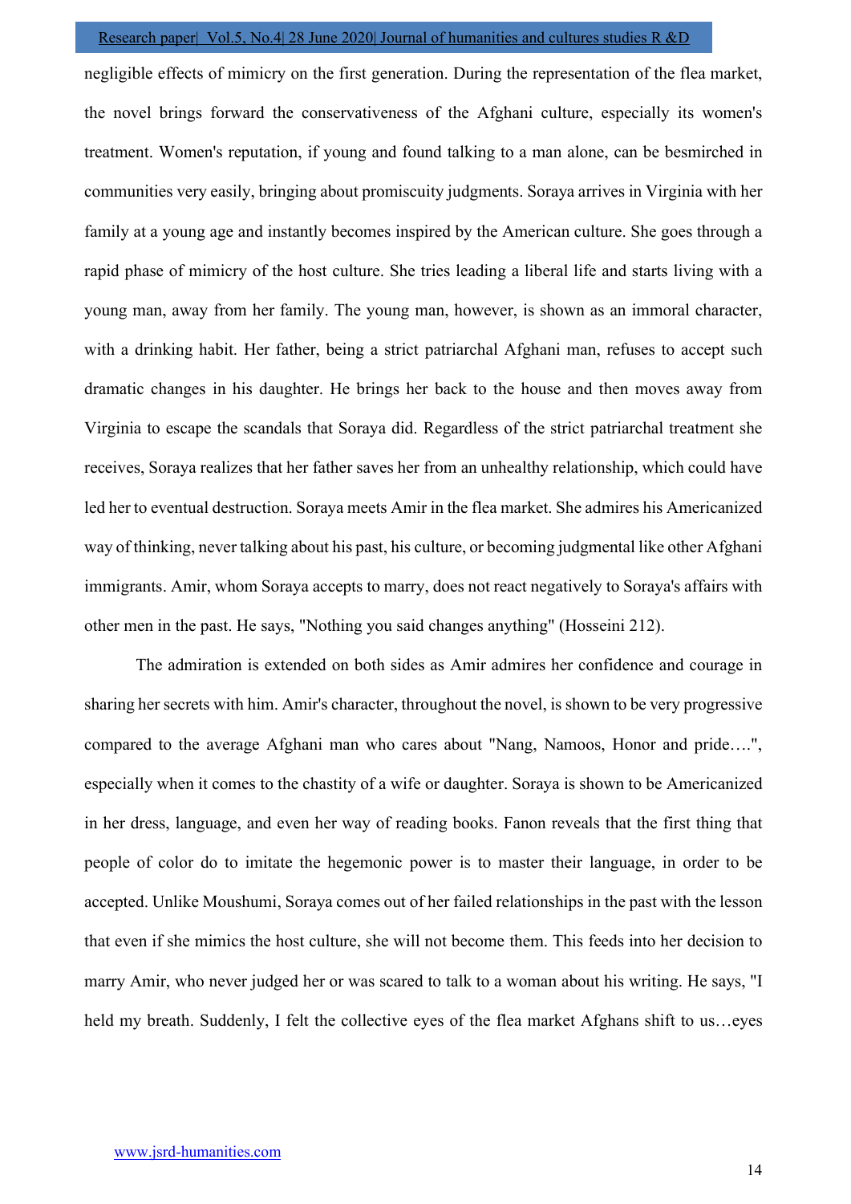negligible effects of mimicry on the first generation. During the representation of the flea market, the novel brings forward the conservativeness of the Afghani culture, especially its women's treatment. Women's reputation, if young and found talking to a man alone, can be besmirched in communities very easily, bringing about promiscuity judgments. Soraya arrives in Virginia with her family at a young age and instantly becomes inspired by the American culture. She goes through a rapid phase of mimicry of the host culture. She tries leading a liberal life and starts living with a young man, away from her family. The young man, however, is shown as an immoral character, with a drinking habit. Her father, being a strict patriarchal Afghani man, refuses to accept such dramatic changes in his daughter. He brings her back to the house and then moves away from Virginia to escape the scandals that Soraya did. Regardless of the strict patriarchal treatment she receives, Soraya realizes that her father saves her from an unhealthy relationship, which could have led her to eventual destruction. Soraya meets Amir in the flea market. She admires his Americanized way of thinking, never talking about his past, his culture, or becoming judgmental like other Afghani immigrants. Amir, whom Soraya accepts to marry, does not react negatively to Soraya's affairs with other men in the past. He says, "Nothing you said changes anything" (Hosseini 212).

The admiration is extended on both sides as Amir admires her confidence and courage in sharing her secrets with him. Amir's character, throughout the novel, is shown to be very progressive compared to the average Afghani man who cares about "Nang, Namoos, Honor and pride….", especially when it comes to the chastity of a wife or daughter. Soraya is shown to be Americanized in her dress, language, and even her way of reading books. Fanon reveals that the first thing that people of color do to imitate the hegemonic power is to master their language, in order to be accepted. Unlike Moushumi, Soraya comes out of her failed relationships in the past with the lesson that even if she mimics the host culture, she will not become them. This feeds into her decision to marry Amir, who never judged her or was scared to talk to a woman about his writing. He says, "I held my breath. Suddenly, I felt the collective eyes of the flea market Afghans shift to us…eyes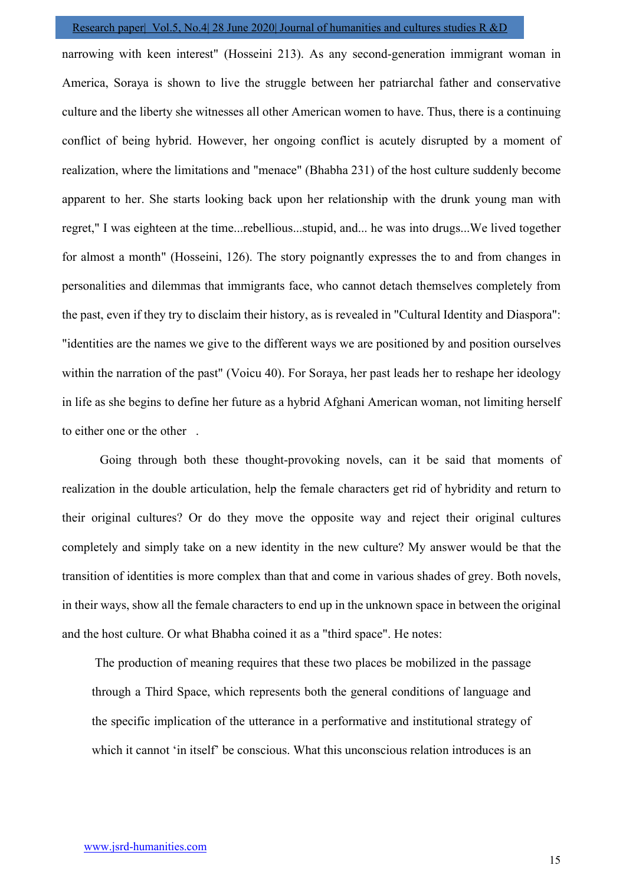narrowing with keen interest" (Hosseini 213). As any second-generation immigrant woman in America, Soraya is shown to live the struggle between her patriarchal father and conservative culture and the liberty she witnesses all other American women to have. Thus, there is a continuing conflict of being hybrid. However, her ongoing conflict is acutely disrupted by a moment of realization, where the limitations and "menace" (Bhabha 231) of the host culture suddenly become apparent to her. She starts looking back upon her relationship with the drunk young man with regret," I was eighteen at the time...rebellious...stupid, and... he was into drugs...We lived together for almost a month" (Hosseini, 126). The story poignantly expresses the to and from changes in personalities and dilemmas that immigrants face, who cannot detach themselves completely from the past, even if they try to disclaim their history, as is revealed in "Cultural Identity and Diaspora": "identities are the names we give to the different ways we are positioned by and position ourselves within the narration of the past" (Voicu 40). For Soraya, her past leads her to reshape her ideology in life as she begins to define her future as a hybrid Afghani American woman, not limiting herself to either one or the other .

Going through both these thought-provoking novels, can it be said that moments of realization in the double articulation, help the female characters get rid of hybridity and return to their original cultures? Or do they move the opposite way and reject their original cultures completely and simply take on a new identity in the new culture? My answer would be that the transition of identities is more complex than that and come in various shades of grey. Both novels, in their ways, show all the female characters to end up in the unknown space in between the original and the host culture. Or what Bhabha coined it as a "third space". He notes:

> The production of meaning requires that these two places be mobilized in the passage through a Third Space, which represents both the general conditions of language and the specific implication of the utterance in a performative and institutional strategy of which it cannot 'in itself' be conscious. What this unconscious relation introduces is an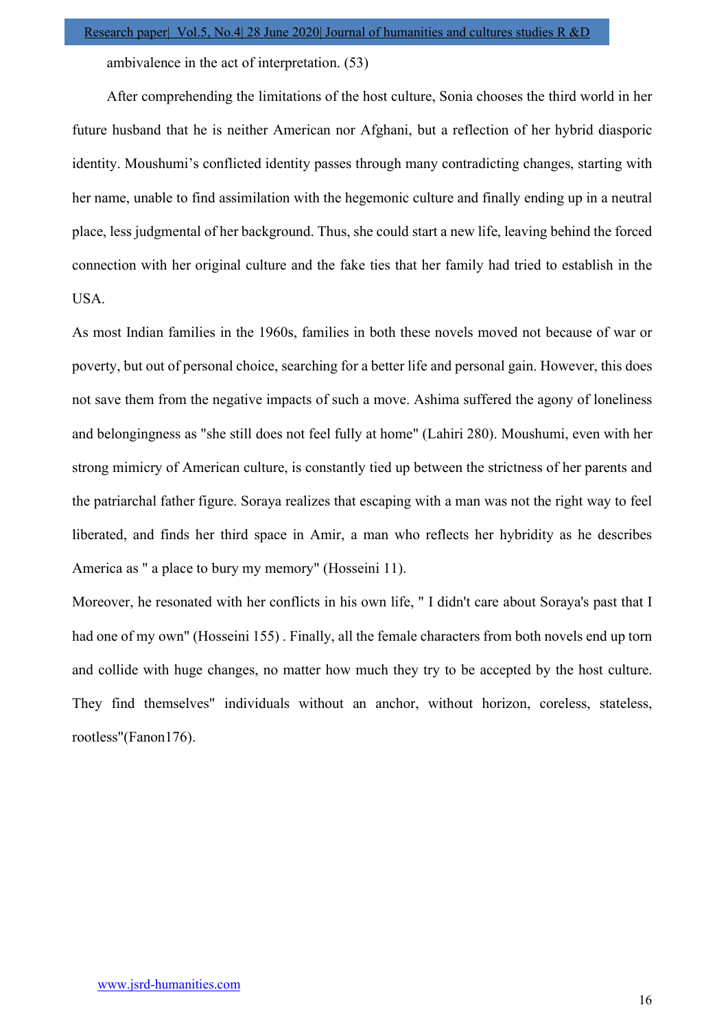ambivalence in the act of interpretation. (53)

After comprehending the limitations of the host culture, Sonia chooses the third world in her future husband that he is neither American nor Afghani, but a reflection of her hybrid diasporic identity. Moushumi's conflicted identity passes through many contradicting changes, starting with her name, unable to find assimilation with the hegemonic culture and finally ending up in a neutral place, less judgmental of her background. Thus, she could start a new life, leaving behind the forced connection with her original culture and the fake ties that her family had tried to establish in the USA.

As most Indian families in the 1960s, families in both these novels moved not because of war or poverty, but out of personal choice, searching for a better life and personal gain. However, this does not save them from the negative impacts of such a move. Ashima suffered the agony of loneliness and belongingness as "she still does not feel fully at home" (Lahiri 280). Moushumi, even with her strong mimicry of American culture, is constantly tied up between the strictness of her parents and the patriarchal father figure. Soraya realizes that escaping with a man was not the right way to feel liberated, and finds her third space in Amir, a man who reflects her hybridity as he describes America as " a place to bury my memory" (Hosseini 11).

Moreover, he resonated with her conflicts in his own life, " I didn't care about Soraya's past that I had one of my own" (Hosseini 155) . Finally, all the female characters from both novels end up torn and collide with huge changes, no matter how much they try to be accepted by the host culture. They find themselves" individuals without an anchor, without horizon, coreless, stateless, rootless"(Fanon176).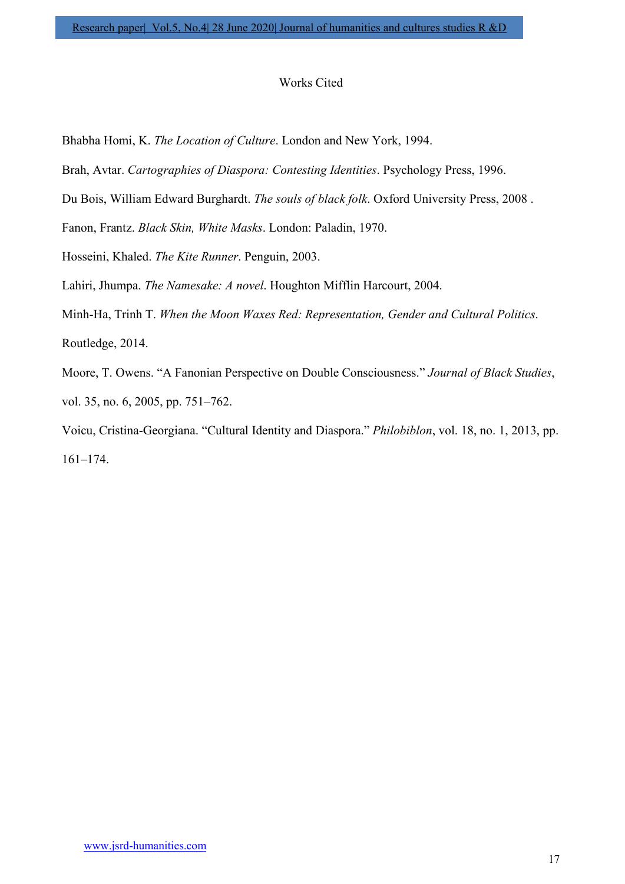## Works Cited

Bhabha Homi, K. *The Location of Culture*. London and New York, 1994.

Brah, Avtar. *Cartographies of Diaspora: Contesting Identities*. Psychology Press, 1996.

Du Bois, William Edward Burghardt. *The souls of black folk*. Oxford University Press, 2008 .

Fanon, Frantz. *Black Skin, White Masks*. London: Paladin, 1970.

Hosseini, Khaled. *The Kite Runner*. Penguin, 2003.

Lahiri, Jhumpa. *The Namesake: A novel*. Houghton Mifflin Harcourt, 2004.

Minh-Ha, Trinh T. *When the Moon Waxes Red: Representation, Gender and Cultural Politics*. Routledge, 2014.

Moore, T. Owens. "A Fanonian Perspective on Double Consciousness." *Journal of Black Studies*, vol. 35, no. 6, 2005, pp. 751–762.

Voicu, Cristina-Georgiana. "Cultural Identity and Diaspora." *Philobiblon*, vol. 18, no. 1, 2013, pp. 161–174.